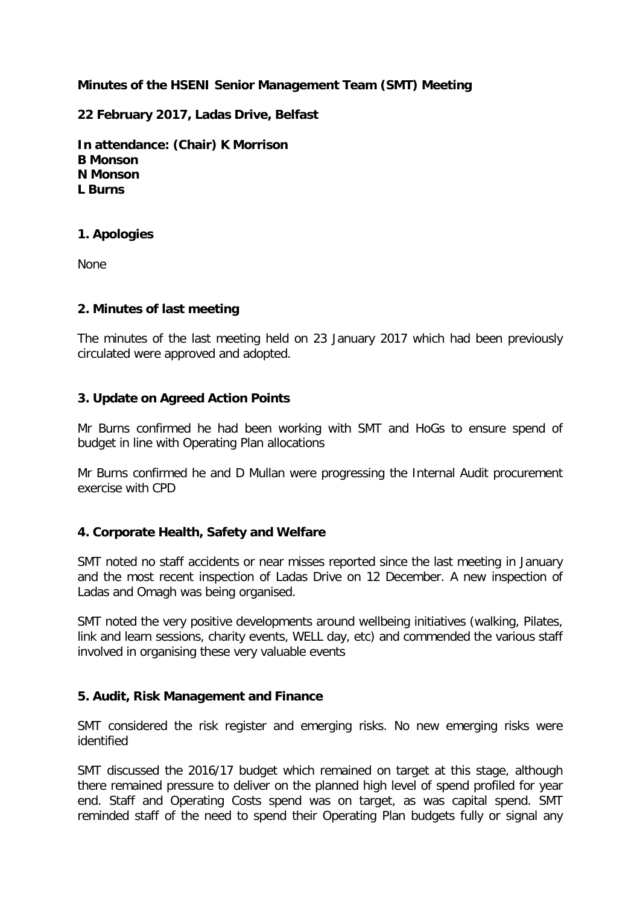**Minutes of the HSENI Senior Management Team (SMT) Meeting**

**22 February 2017, Ladas Drive, Belfast**

**In attendance: (Chair) K Morrison**
**B Monson**
**N Monson**
**L Burns**

## 1. Apologies

None

## 2. Minutes of last meeting

The minutes of the last meeting held on 23 January 2017 which had been previously circulated were approved and adopted.

## 3. Update on Agreed Action Points

Mr Burns confirmed he had been working with SMT and HoGs to ensure spend of budget in line with Operating Plan allocations

Mr Burns confirmed he and D Mullan were progressing the Internal Audit procurement exercise with CPD

## 4. Corporate Health, Safety and Welfare

SMT noted no staff accidents or near misses reported since the last meeting in January and the most recent inspection of Ladas Drive on 12 December. A new inspection of Ladas and Omagh was being organised.

SMT noted the very positive developments around wellbeing initiatives (walking, Pilates, link and learn sessions, charity events, WELL day, etc) and commended the various staff involved in organising these very valuable events

## 5. Audit, Risk Management and Finance

SMT considered the risk register and emerging risks. No new emerging risks were identified

SMT discussed the 2016/17 budget which remained on target at this stage, although there remained pressure to deliver on the planned high level of spend profiled for year end. Staff and Operating Costs spend was on target, as was capital spend. SMT reminded staff of the need to spend their Operating Plan budgets fully or signal any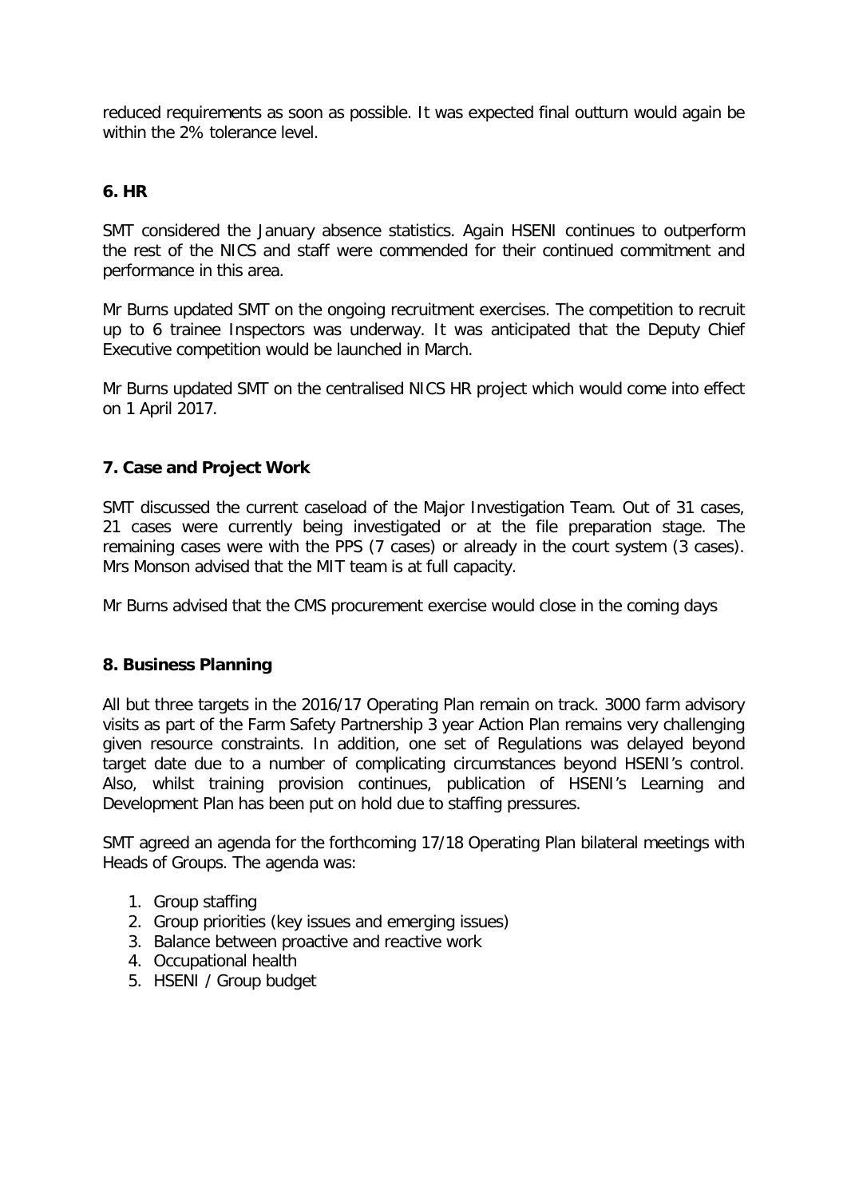reduced requirements as soon as possible. It was expected final outturn would again be within the 2% tolerance level.

**6. HR**

SMT considered the January absence statistics. Again HSENI continues to outperform the rest of the NICS and staff were commended for their continued commitment and performance in this area.

Mr Burns updated SMT on the ongoing recruitment exercises. The competition to recruit up to 6 trainee Inspectors was underway. It was anticipated that the Deputy Chief Executive competition would be launched in March.

Mr Burns updated SMT on the centralised NICS HR project which would come into effect on 1 April 2017.

**7. Case and Project Work**

SMT discussed the current caseload of the Major Investigation Team. Out of 31 cases, 21 cases were currently being investigated or at the file preparation stage. The remaining cases were with the PPS (7 cases) or already in the court system (3 cases). Mrs Monson advised that the MIT team is at full capacity.

Mr Burns advised that the CMS procurement exercise would close in the coming days

**8. Business Planning**

All but three targets in the 2016/17 Operating Plan remain on track. 3000 farm advisory visits as part of the Farm Safety Partnership 3 year Action Plan remains very challenging given resource constraints. In addition, one set of Regulations was delayed beyond target date due to a number of complicating circumstances beyond HSENI's control. Also, whilst training provision continues, publication of HSENI's Learning and Development Plan has been put on hold due to staffing pressures.

SMT agreed an agenda for the forthcoming 17/18 Operating Plan bilateral meetings with Heads of Groups. The agenda was:

1. Group staffing
2. Group priorities (key issues and emerging issues)
3. Balance between proactive and reactive work
4. Occupational health
5. HSENI / Group budget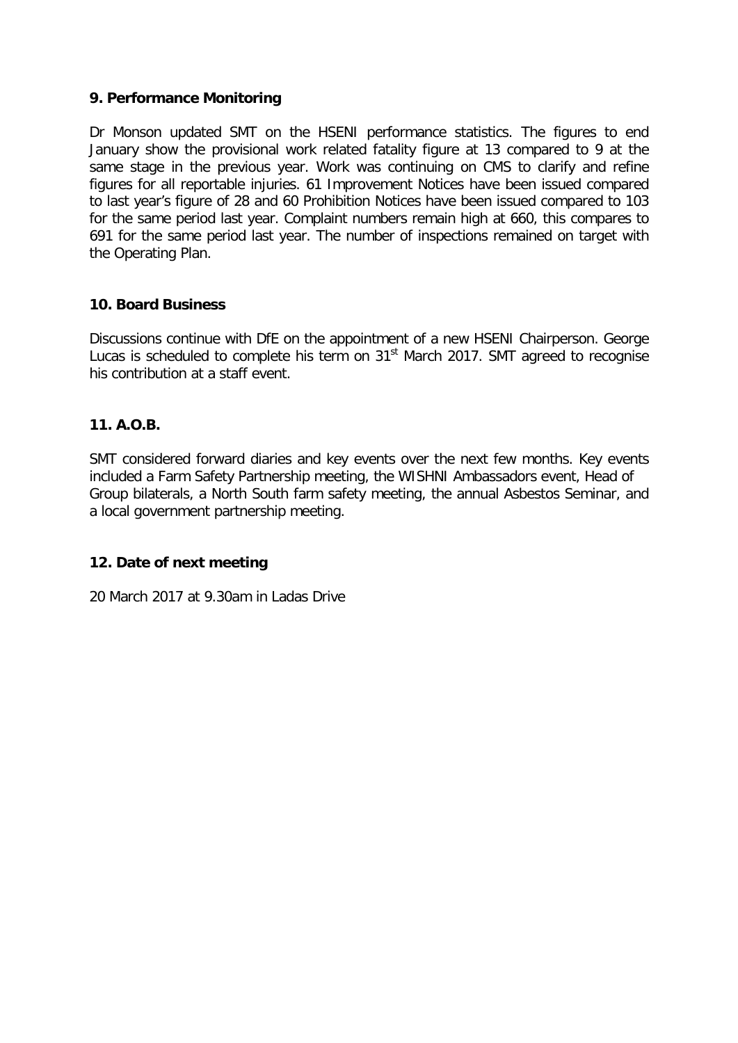**9. Performance Monitoring**

Dr Monson updated SMT on the HSENI performance statistics. The figures to end January show the provisional work related fatality figure at 13 compared to 9 at the same stage in the previous year. Work was continuing on CMS to clarify and refine figures for all reportable injuries. 61 Improvement Notices have been issued compared to last year's figure of 28 and 60 Prohibition Notices have been issued compared to 103 for the same period last year. Complaint numbers remain high at 660, this compares to 691 for the same period last year. The number of inspections remained on target with the Operating Plan.

**10. Board Business**

Discussions continue with DfE on the appointment of a new HSENI Chairperson. George Lucas is scheduled to complete his term on 31st March 2017. SMT agreed to recognise his contribution at a staff event.

**11. A.O.B.**

SMT considered forward diaries and key events over the next few months. Key events included a Farm Safety Partnership meeting, the WISHNI Ambassadors event, Head of Group bilaterals, a North South farm safety meeting, the annual Asbestos Seminar, and a local government partnership meeting.

**12. Date of next meeting**

20 March 2017 at 9.30am in Ladas Drive